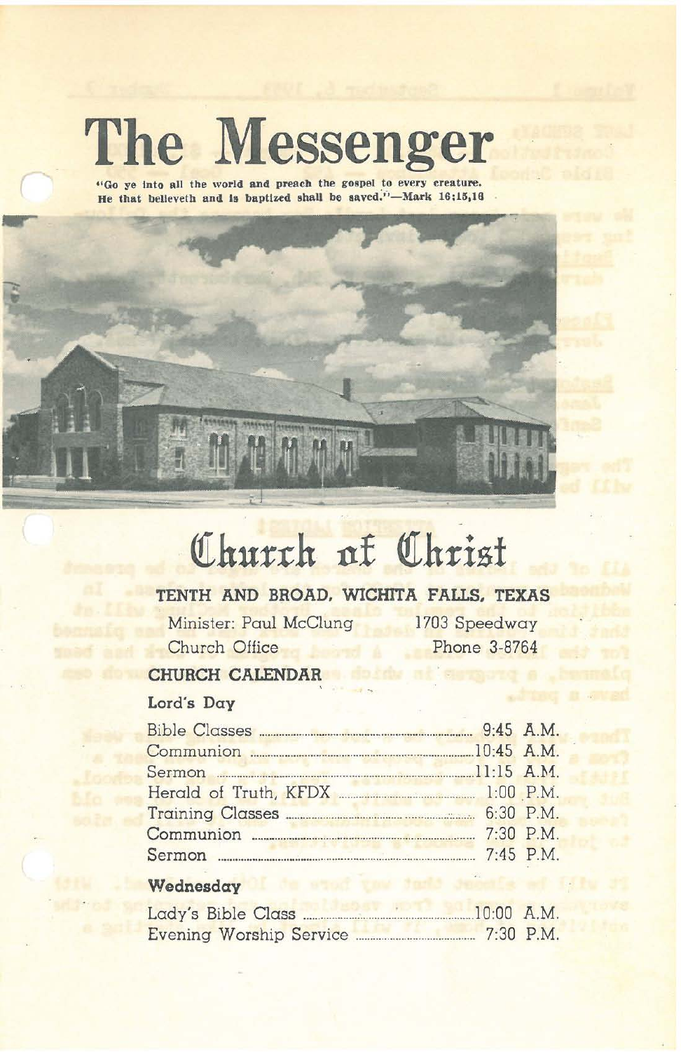# The Messenger

"Go ye into all the world and preach the gospel to every creature. He that believeth and is baptized shall be saved."—Mark 16:15,16

# Church of Christ

**TENTH AND BROAD, WICHITA FALLS, TEXAS**

Minister: Paul McClung — 1703 Speedway

Church Office — Phone 3-8764

## CHURCH CALENDAR

### Lord's Day

| | |
|---|---|
| Bible Classes | 9:45 A.M. |
| Communion | 10:45 A.M. |
| Sermon | 11:15 A.M. |
| Herald of Truth, KFDX | 1:00 P.M. |
| Training Classes | 6:30 P.M. |
| Communion | 7:30 P.M. |
| Sermon | 7:45 P.M. |

### Wednesday

| | |
|---|---|
| Lady's Bible Class | 10:00 A.M. |
| Evening Worship Service | 7:30 P.M. |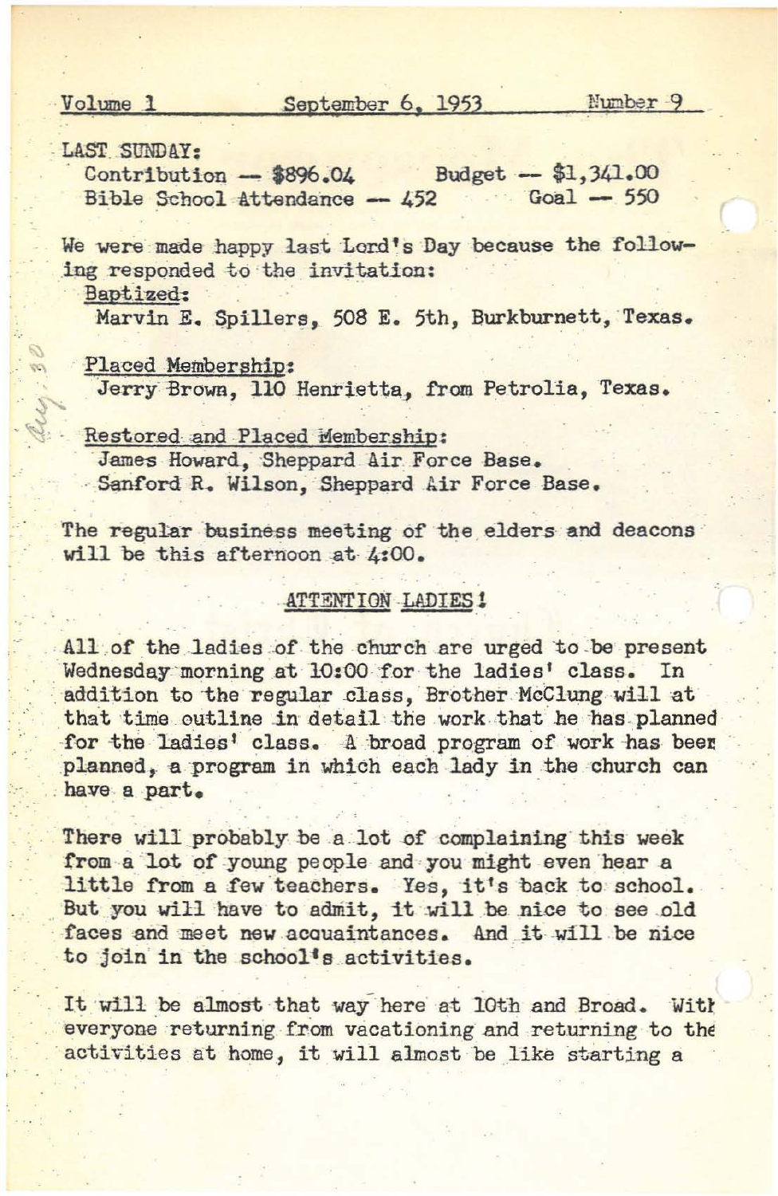Volume 1 September 6, 1953 Number 9

LAST SUNDAY:

Contribution — $896.04 Budget — $1,341.00

Bible School Attendance — 452 Goal — 550

We were made happy last Lord's Day because the following responded to the invitation:

Baptized:

Marvin E. Spillers, 508 E. 5th, Burkburnett, Texas.

Placed Membership:

Jerry Brown, 110 Henrietta, from Petrolia, Texas.

Restored and Placed Membership:

James Howard, Sheppard Air Force Base.

Sanford R. Wilson, Sheppard Air Force Base.

The regular business meeting of the elders and deacons will be this afternoon at 4:00.

## ATTENTION LADIES!

All of the ladies of the church are urged to be present Wednesday morning at 10:00 for the ladies' class. In addition to the regular class, Brother McClung will at that time outline in detail the work that he has planned for the ladies' class. A broad program of work has been planned, a program in which each lady in the church can have a part.

There will probably be a lot of complaining this week from a lot of young people and you might even hear a little from a few teachers. Yes, it's back to school. But you will have to admit, it will be nice to see old faces and meet new acquaintances. And it will be nice to join in the school's activities.

It will be almost that way here at 10th and Broad. With everyone returning from vacationing and returning to the activities at home, it will almost be like starting a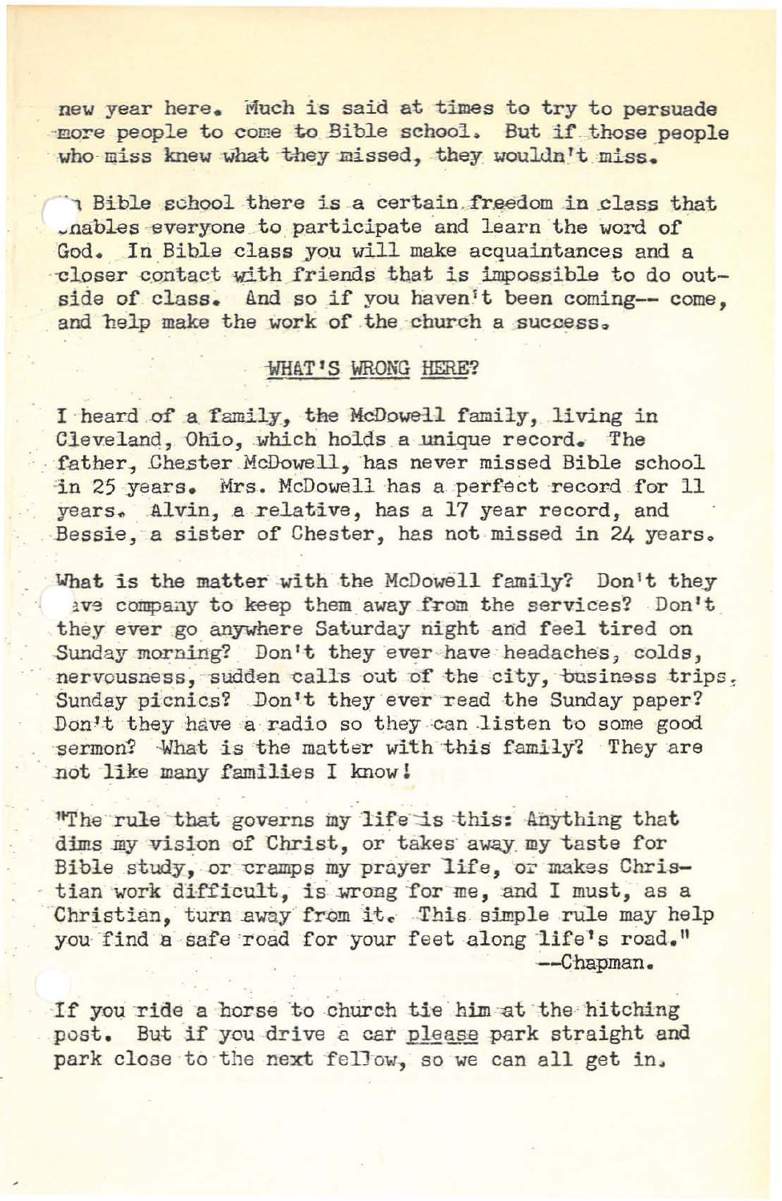new year here. Much is said at times to try to persuade more people to come to Bible school. But if those people who miss knew what they missed, they wouldn't miss.

In Bible school there is a certain freedom in class that enables everyone to participate and learn the word of God. In Bible class you will make acquaintances and a closer contact with friends that is impossible to do outside of class. And so if you haven't been coming-- come, and help make the work of the church a success.

## WHAT'S WRONG HERE?

I heard of a family, the McDowell family, living in Cleveland, Ohio, which holds a unique record. The father, Chester McDowell, has never missed Bible school in 25 years. Mrs. McDowell has a perfect record for 11 years. Alvin, a relative, has a 17 year record, and Bessie, a sister of Chester, has not missed in 24 years.

What is the matter with the McDowell family? Don't they have company to keep them away from the services? Don't they ever go anywhere Saturday night and feel tired on Sunday morning? Don't they ever have headaches, colds, nervousness, sudden calls out of the city, business trips, Sunday picnics? Don't they ever read the Sunday paper? Don't they have a radio so they can listen to some good sermon? What is the matter with this family? They are not like many families I know!

"The rule that governs my life is this: Anything that dims my vision of Christ, or takes away my taste for Bible study, or cramps my prayer life, or makes Christian work difficult, is wrong for me, and I must, as a Christian, turn away from it. This simple rule may help you find a safe road for your feet along life's road."

--Chapman.

If you ride a horse to church tie him at the hitching post. But if you drive a car <u>please</u> park straight and park close to the next fellow, so we can all get in.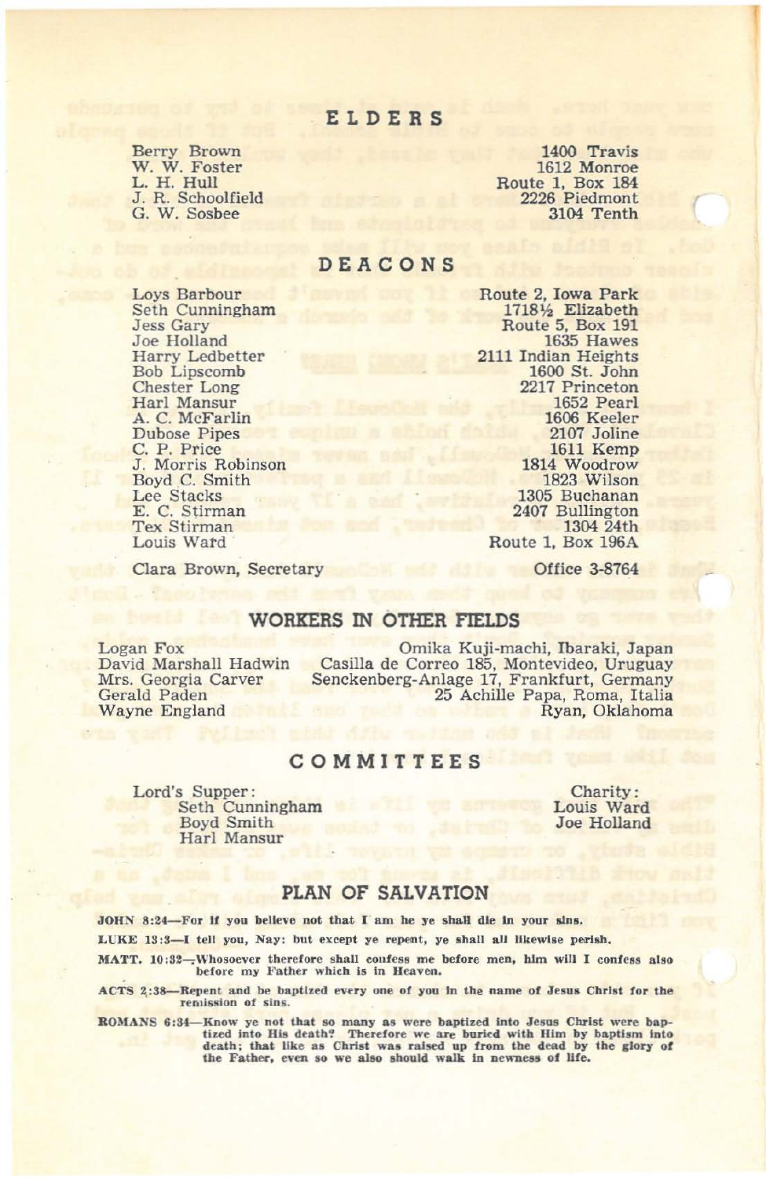## ELDERS

| | |
|---|---|
| Berry Brown | 1400 Travis |
| W. W. Foster | 1612 Monroe |
| L. H. Hull | Route 1, Box 184 |
| J. R. Schoolfield | 2226 Piedmont |
| G. W. Sosbee | 3104 Tenth |

## DEACONS

| | |
|---|---|
| Loys Barbour | Route 2, Iowa Park |
| Seth Cunningham | 1718½ Elizabeth |
| Jess Gary | Route 5, Box 191 |
| Joe Holland | 1635 Hawes |
| Harry Ledbetter | 2111 Indian Heights |
| Bob Lipscomb | 1600 St. John |
| Chester Long | 2217 Princeton |
| Harl Mansur | 1652 Pearl |
| A. C. McFarlin | 1606 Keeler |
| Dubose Pipes | 2107 Joline |
| C. P. Price | 1611 Kemp |
| J. Morris Robinson | 1814 Woodrow |
| Boyd C. Smith | 1823 Wilson |
| Lee Stacks | 1305 Buchanan |
| E. C. Stirman | 2407 Bullington |
| Tex Stirman | 1304 24th |
| Louis Ward | Route 1, Box 196A |

Clara Brown, Secretary — Office 3-8764

## WORKERS IN OTHER FIELDS

| | |
|---|---|
| Logan Fox | Omika Kuji-machi, Ibaraki, Japan |
| David Marshall Hadwin | Casilla de Correo 185, Montevideo, Uruguay |
| Mrs. Georgia Carver | Senckenberg-Anlage 17, Frankfurt, Germany |
| Gerald Paden | 25 Achille Papa, Roma, Italia |
| Wayne England | Ryan, Oklahoma |

## COMMITTEES

Lord's Supper:
- Seth Cunningham
- Boyd Smith
- Harl Mansur

Charity:
- Louis Ward
- Joe Holland

## PLAN OF SALVATION

**JOHN 8:24**—For if you believe not that I am he ye shall die in your sins.

**LUKE 13:3**—I tell you, Nay: but except ye repent, ye shall all likewise perish.

**MATT. 10:32**—Whosoever therefore shall confess me before men, him will I confess also before my Father which is in Heaven.

**ACTS 2:38**—Repent and be baptized every one of you in the name of Jesus Christ for the remission of sins.

**ROMANS 6:34**—Know ye not that so many as were baptized into Jesus Christ were baptized into His death? Therefore we are buried with Him by baptism into death; that like as Christ was raised up from the dead by the glory of the Father, even so we also should walk in newness of life.